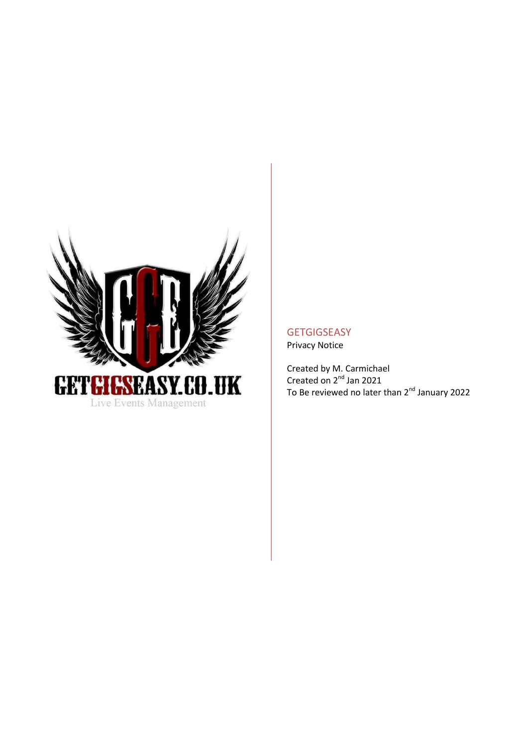GETGIGSEASY.CO.UK

Live Events Management

# GETGIGSEASY

Privacy Notice

Created by M. Carmichael
Created on 2nd Jan 2021
To Be reviewed no later than 2nd January 2022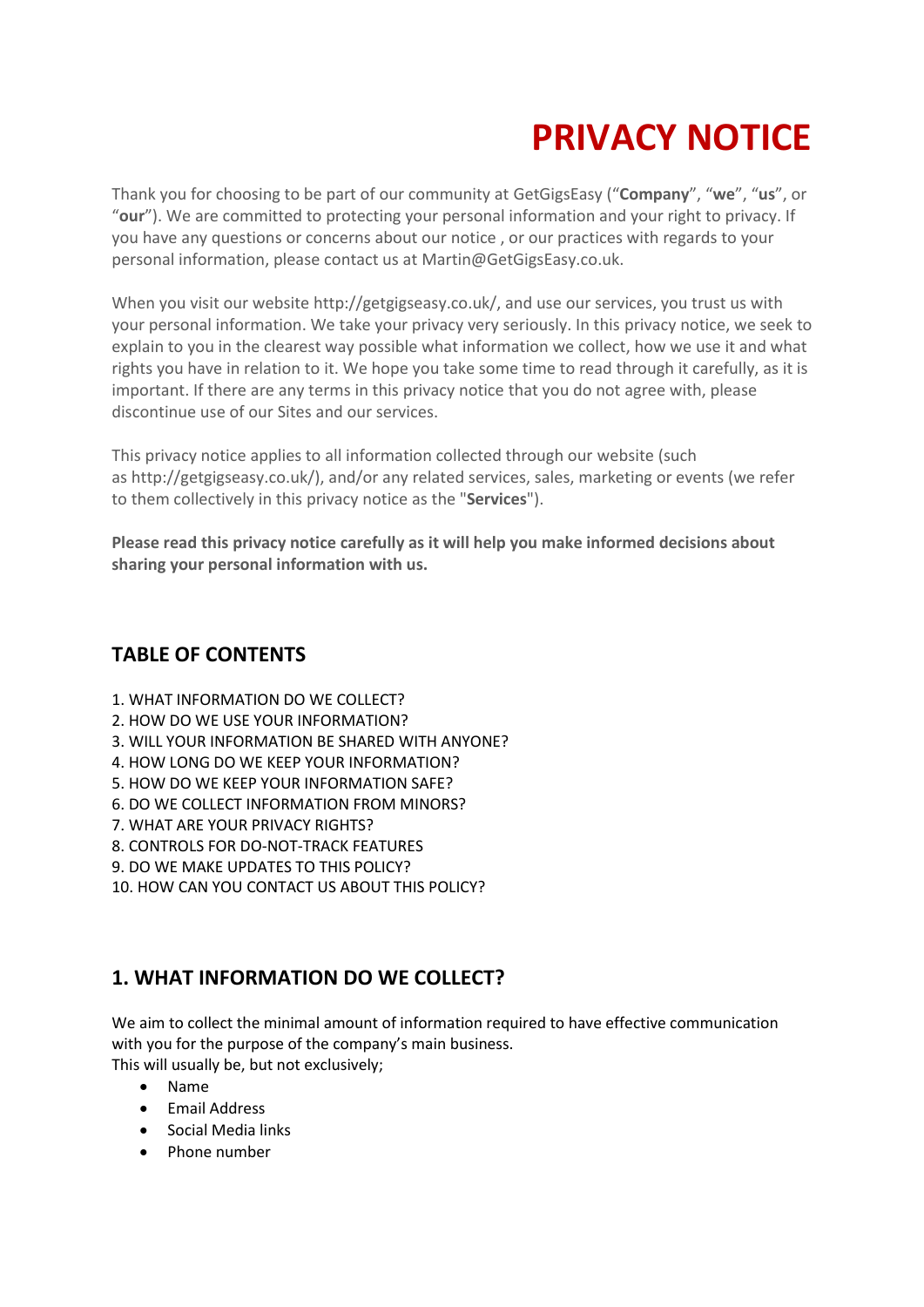# PRIVACY NOTICE

Thank you for choosing to be part of our community at GetGigsEasy ("**Company**", "**we**", "**us**", or "**our**"). We are committed to protecting your personal information and your right to privacy. If you have any questions or concerns about our notice , or our practices with regards to your personal information, please contact us at Martin@GetGigsEasy.co.uk.

When you visit our website http://getgigseasy.co.uk/, and use our services, you trust us with your personal information. We take your privacy very seriously. In this privacy notice, we seek to explain to you in the clearest way possible what information we collect, how we use it and what rights you have in relation to it. We hope you take some time to read through it carefully, as it is important. If there are any terms in this privacy notice that you do not agree with, please discontinue use of our Sites and our services.

This privacy notice applies to all information collected through our website (such as http://getgigseasy.co.uk/), and/or any related services, sales, marketing or events (we refer to them collectively in this privacy notice as the "**Services**").

**Please read this privacy notice carefully as it will help you make informed decisions about sharing your personal information with us.**

## TABLE OF CONTENTS

1. WHAT INFORMATION DO WE COLLECT?
2. HOW DO WE USE YOUR INFORMATION?
3. WILL YOUR INFORMATION BE SHARED WITH ANYONE?
4. HOW LONG DO WE KEEP YOUR INFORMATION?
5. HOW DO WE KEEP YOUR INFORMATION SAFE?
6. DO WE COLLECT INFORMATION FROM MINORS?
7. WHAT ARE YOUR PRIVACY RIGHTS?
8. CONTROLS FOR DO-NOT-TRACK FEATURES
9. DO WE MAKE UPDATES TO THIS POLICY?
10. HOW CAN YOU CONTACT US ABOUT THIS POLICY?

## 1. WHAT INFORMATION DO WE COLLECT?

We aim to collect the minimal amount of information required to have effective communication with you for the purpose of the company's main business.
This will usually be, but not exclusively;

- Name
- Email Address
- Social Media links
- Phone number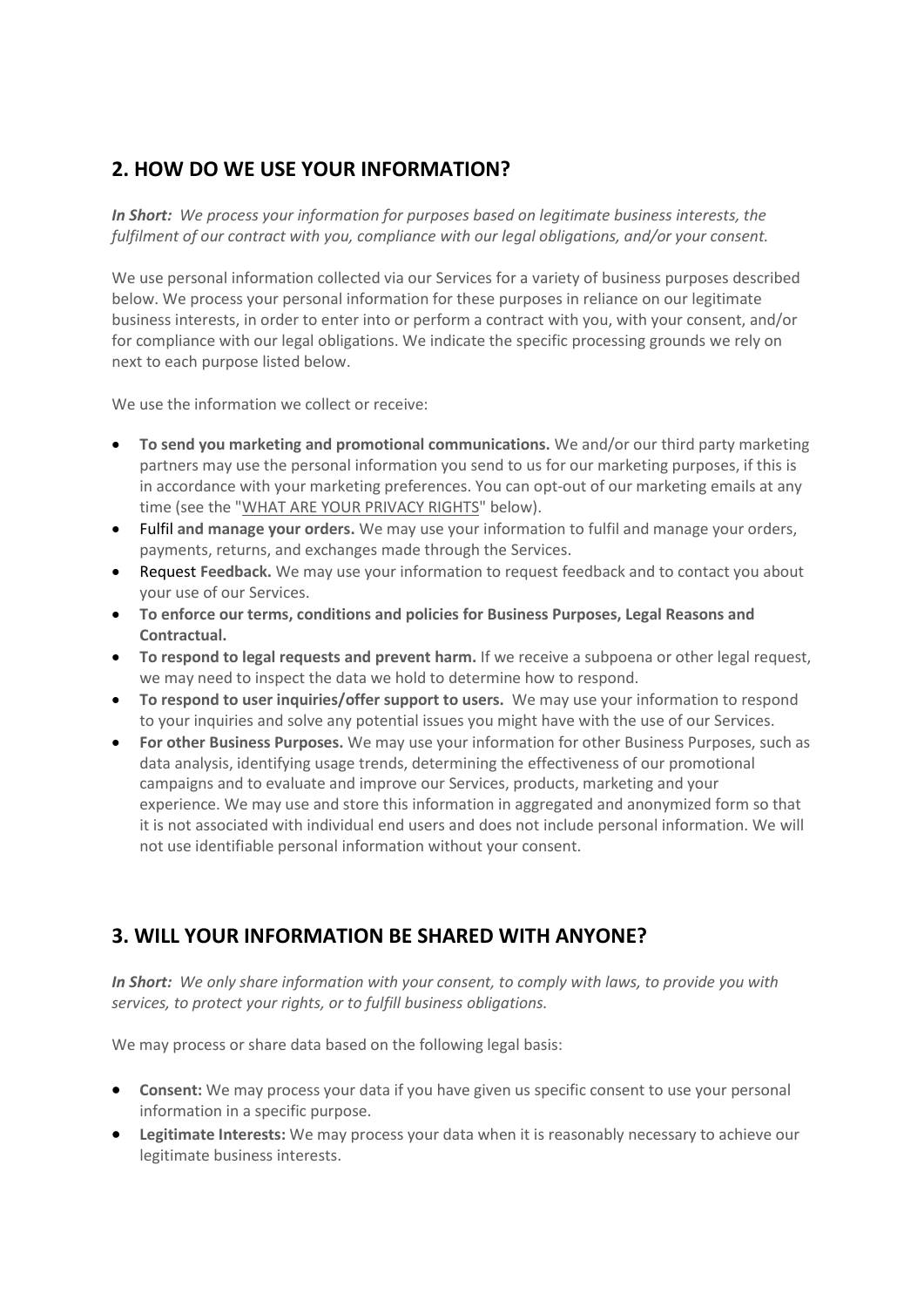## 2. HOW DO WE USE YOUR INFORMATION?

***In Short:*** *We process your information for purposes based on legitimate business interests, the fulfilment of our contract with you, compliance with our legal obligations, and/or your consent.*

We use personal information collected via our Services for a variety of business purposes described below. We process your personal information for these purposes in reliance on our legitimate business interests, in order to enter into or perform a contract with you, with your consent, and/or for compliance with our legal obligations. We indicate the specific processing grounds we rely on next to each purpose listed below.

We use the information we collect or receive:

- **To send you marketing and promotional communications.** We and/or our third party marketing partners may use the personal information you send to us for our marketing purposes, if this is in accordance with your marketing preferences. You can opt-out of our marketing emails at any time (see the "WHAT ARE YOUR PRIVACY RIGHTS" below).
- Fulfil **and manage your orders.** We may use your information to fulfil and manage your orders, payments, returns, and exchanges made through the Services.
- Request **Feedback.** We may use your information to request feedback and to contact you about your use of our Services.
- **To enforce our terms, conditions and policies for Business Purposes, Legal Reasons and Contractual.**
- **To respond to legal requests and prevent harm.** If we receive a subpoena or other legal request, we may need to inspect the data we hold to determine how to respond.
- **To respond to user inquiries/offer support to users.** We may use your information to respond to your inquiries and solve any potential issues you might have with the use of our Services.
- **For other Business Purposes.** We may use your information for other Business Purposes, such as data analysis, identifying usage trends, determining the effectiveness of our promotional campaigns and to evaluate and improve our Services, products, marketing and your experience. We may use and store this information in aggregated and anonymized form so that it is not associated with individual end users and does not include personal information. We will not use identifiable personal information without your consent.

## 3. WILL YOUR INFORMATION BE SHARED WITH ANYONE?

***In Short:*** *We only share information with your consent, to comply with laws, to provide you with services, to protect your rights, or to fulfill business obligations.*

We may process or share data based on the following legal basis:

- **Consent:** We may process your data if you have given us specific consent to use your personal information in a specific purpose.
- **Legitimate Interests:** We may process your data when it is reasonably necessary to achieve our legitimate business interests.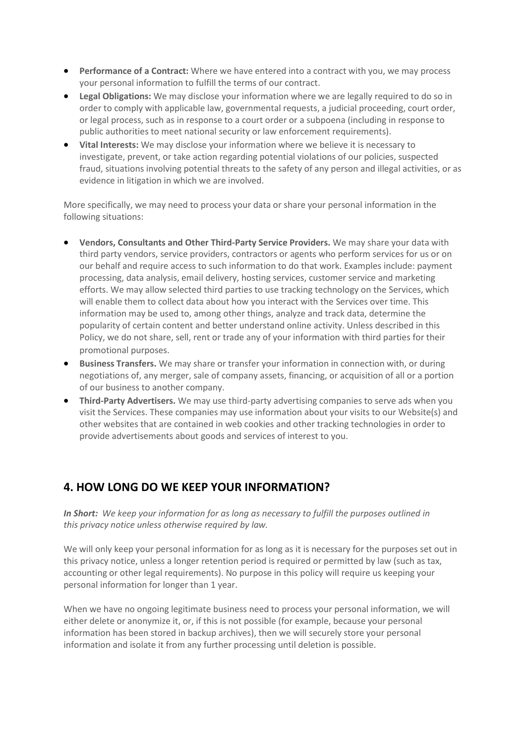- **Performance of a Contract:** Where we have entered into a contract with you, we may process your personal information to fulfill the terms of our contract.
- **Legal Obligations:** We may disclose your information where we are legally required to do so in order to comply with applicable law, governmental requests, a judicial proceeding, court order, or legal process, such as in response to a court order or a subpoena (including in response to public authorities to meet national security or law enforcement requirements).
- **Vital Interests:** We may disclose your information where we believe it is necessary to investigate, prevent, or take action regarding potential violations of our policies, suspected fraud, situations involving potential threats to the safety of any person and illegal activities, or as evidence in litigation in which we are involved.

More specifically, we may need to process your data or share your personal information in the following situations:

- **Vendors, Consultants and Other Third-Party Service Providers.** We may share your data with third party vendors, service providers, contractors or agents who perform services for us or on our behalf and require access to such information to do that work. Examples include: payment processing, data analysis, email delivery, hosting services, customer service and marketing efforts. We may allow selected third parties to use tracking technology on the Services, which will enable them to collect data about how you interact with the Services over time. This information may be used to, among other things, analyze and track data, determine the popularity of certain content and better understand online activity. Unless described in this Policy, we do not share, sell, rent or trade any of your information with third parties for their promotional purposes.
- **Business Transfers.** We may share or transfer your information in connection with, or during negotiations of, any merger, sale of company assets, financing, or acquisition of all or a portion of our business to another company.
- **Third-Party Advertisers.** We may use third-party advertising companies to serve ads when you visit the Services. These companies may use information about your visits to our Website(s) and other websites that are contained in web cookies and other tracking technologies in order to provide advertisements about goods and services of interest to you.

## 4. HOW LONG DO WE KEEP YOUR INFORMATION?

***In Short:*** *We keep your information for as long as necessary to fulfill the purposes outlined in this privacy notice unless otherwise required by law.*

We will only keep your personal information for as long as it is necessary for the purposes set out in this privacy notice, unless a longer retention period is required or permitted by law (such as tax, accounting or other legal requirements). No purpose in this policy will require us keeping your personal information for longer than 1 year.

When we have no ongoing legitimate business need to process your personal information, we will either delete or anonymize it, or, if this is not possible (for example, because your personal information has been stored in backup archives), then we will securely store your personal information and isolate it from any further processing until deletion is possible.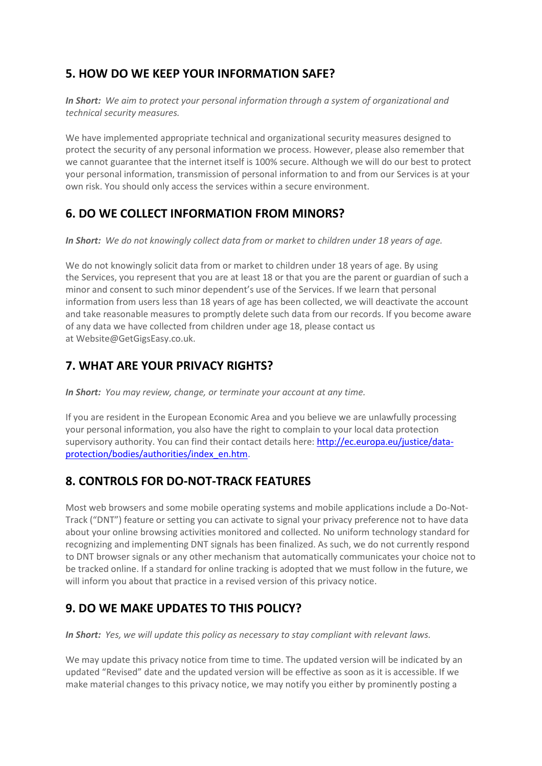## 5. HOW DO WE KEEP YOUR INFORMATION SAFE?

***In Short:*** *We aim to protect your personal information through a system of organizational and technical security measures.*

We have implemented appropriate technical and organizational security measures designed to protect the security of any personal information we process. However, please also remember that we cannot guarantee that the internet itself is 100% secure. Although we will do our best to protect your personal information, transmission of personal information to and from our Services is at your own risk. You should only access the services within a secure environment.

## 6. DO WE COLLECT INFORMATION FROM MINORS?

***In Short:*** *We do not knowingly collect data from or market to children under 18 years of age.*

We do not knowingly solicit data from or market to children under 18 years of age. By using the Services, you represent that you are at least 18 or that you are the parent or guardian of such a minor and consent to such minor dependent's use of the Services. If we learn that personal information from users less than 18 years of age has been collected, we will deactivate the account and take reasonable measures to promptly delete such data from our records. If you become aware of any data we have collected from children under age 18, please contact us at Website@GetGigsEasy.co.uk.

## 7. WHAT ARE YOUR PRIVACY RIGHTS?

***In Short:*** *You may review, change, or terminate your account at any time.*

If you are resident in the European Economic Area and you believe we are unlawfully processing your personal information, you also have the right to complain to your local data protection supervisory authority. You can find their contact details here: [http://ec.europa.eu/justice/data-protection/bodies/authorities/index_en.htm](http://ec.europa.eu/justice/data-protection/bodies/authorities/index_en.htm).

## 8. CONTROLS FOR DO-NOT-TRACK FEATURES

Most web browsers and some mobile operating systems and mobile applications include a Do-Not-Track ("DNT") feature or setting you can activate to signal your privacy preference not to have data about your online browsing activities monitored and collected. No uniform technology standard for recognizing and implementing DNT signals has been finalized. As such, we do not currently respond to DNT browser signals or any other mechanism that automatically communicates your choice not to be tracked online. If a standard for online tracking is adopted that we must follow in the future, we will inform you about that practice in a revised version of this privacy notice.

## 9. DO WE MAKE UPDATES TO THIS POLICY?

***In Short:*** *Yes, we will update this policy as necessary to stay compliant with relevant laws.*

We may update this privacy notice from time to time. The updated version will be indicated by an updated "Revised" date and the updated version will be effective as soon as it is accessible. If we make material changes to this privacy notice, we may notify you either by prominently posting a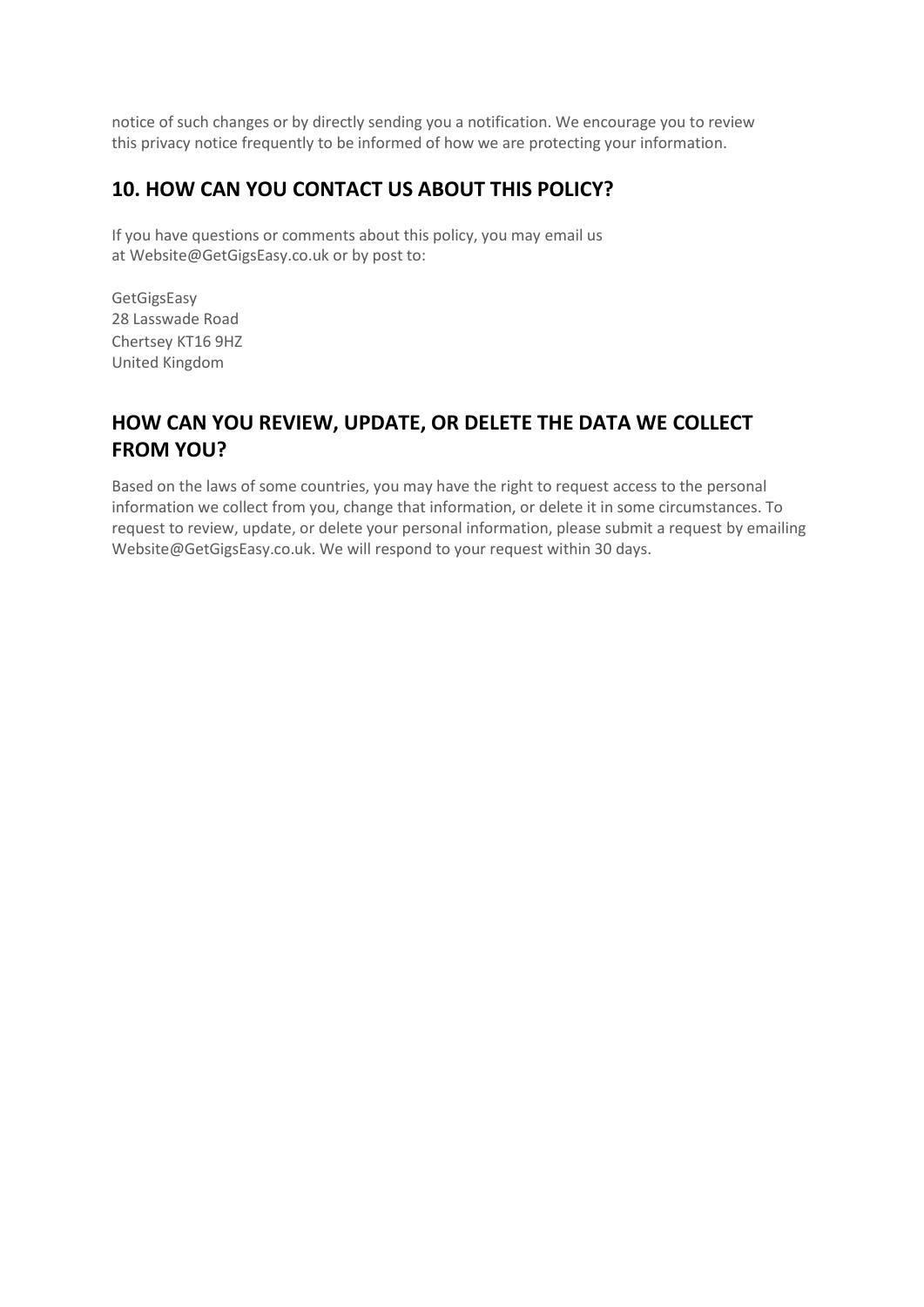notice of such changes or by directly sending you a notification. We encourage you to review this privacy notice frequently to be informed of how we are protecting your information.

## 10. HOW CAN YOU CONTACT US ABOUT THIS POLICY?

If you have questions or comments about this policy, you may email us at Website@GetGigsEasy.co.uk or by post to:

GetGigsEasy
28 Lasswade Road
Chertsey KT16 9HZ
United Kingdom

## HOW CAN YOU REVIEW, UPDATE, OR DELETE THE DATA WE COLLECT FROM YOU?

Based on the laws of some countries, you may have the right to request access to the personal information we collect from you, change that information, or delete it in some circumstances. To request to review, update, or delete your personal information, please submit a request by emailing Website@GetGigsEasy.co.uk. We will respond to your request within 30 days.